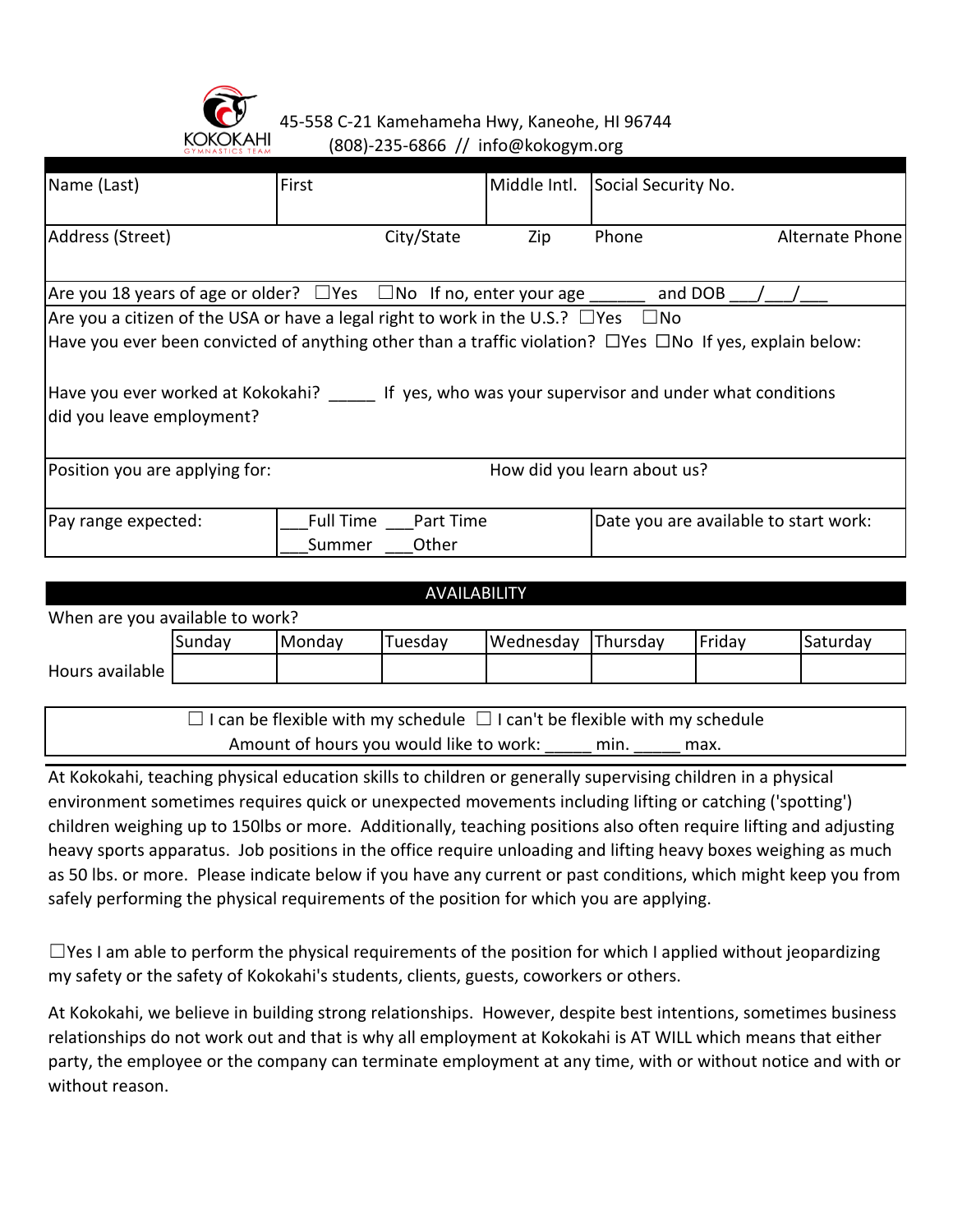KOKOKAHI GYMNASTICS TEAM

45-558 C-21 Kamehameha Hwy, Kaneohe, HI 96744
(808)-235-6866 // info@kokogym.org

| Name (Last) | First | Middle Intl. | Social Security No. | |
|---|---|---|---|---|
| Address (Street) | City/State | Zip | Phone | Alternate Phone |

Are you 18 years of age or older? ☐Yes ☐No If no, enter your age ______ and DOB ___/___/___

Are you a citizen of the USA or have a legal right to work in the U.S.? ☐Yes ☐No

Have you ever been convicted of anything other than a traffic violation? ☐Yes ☐No If yes, explain below:

Have you ever worked at Kokokahi? _____ If yes, who was your supervisor and under what conditions did you leave employment?

| Position you are applying for: | How did you learn about us? |
|---|---|

| Pay range expected: | ___Full Time ___Part Time ___Summer ___Other | Date you are available to start work: |
|---|---|---|

## AVAILABILITY

When are you available to work?

| | Sunday | Monday | Tuesday | Wednesday | Thursday | Friday | Saturday |
|---|---|---|---|---|---|---|---|
| Hours available | | | | | | | |

☐ I can be flexible with my schedule ☐ I can't be flexible with my schedule

Amount of hours you would like to work: _____ min. _____ max.

At Kokokahi, teaching physical education skills to children or generally supervising children in a physical environment sometimes requires quick or unexpected movements including lifting or catching ('spotting') children weighing up to 150lbs or more. Additionally, teaching positions also often require lifting and adjusting heavy sports apparatus. Job positions in the office require unloading and lifting heavy boxes weighing as much as 50 lbs. or more. Please indicate below if you have any current or past conditions, which might keep you from safely performing the physical requirements of the position for which you are applying.

☐Yes I am able to perform the physical requirements of the position for which I applied without jeopardizing my safety or the safety of Kokokahi's students, clients, guests, coworkers or others.

At Kokokahi, we believe in building strong relationships. However, despite best intentions, sometimes business relationships do not work out and that is why all employment at Kokokahi is AT WILL which means that either party, the employee or the company can terminate employment at any time, with or without notice and with or without reason.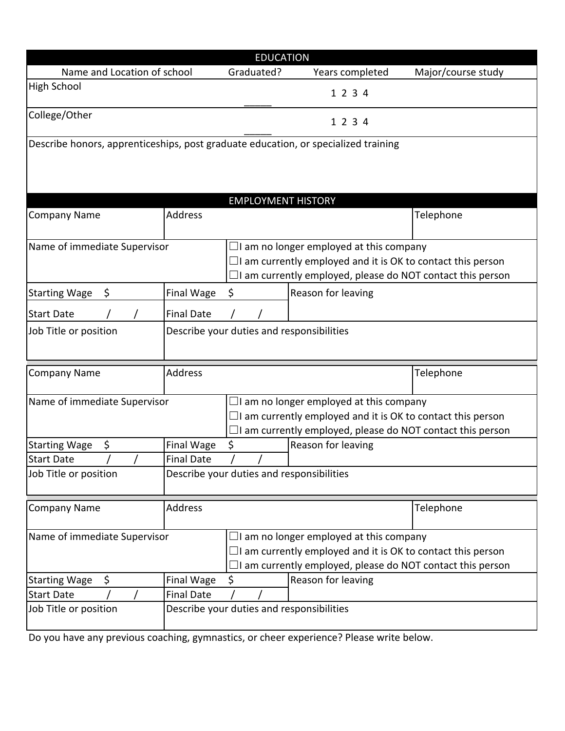## EDUCATION

| Name and Location of school | Graduated? | Years completed | Major/course study |
|---|---|---|---|
| High School | _____ | 1 2 3 4 | |
| College/Other | _____ | 1 2 3 4 | |

Describe honors, apprenticeships, post graduate education, or specialized training

## EMPLOYMENT HISTORY

| | | | |
|---|---|---|---|
| Company Name | Address | | Telephone |
| Name of immediate Supervisor | | ☐I am no longer employed at this company<br>☐I am currently employed and it is OK to contact this person<br>☐I am currently employed, please do NOT contact this person | |
| Starting Wage $ | Final Wage $ | Reason for leaving | |
| Start Date / / | Final Date / / | | |
| Job Title or position | Describe your duties and responsibilities | | |

| | | | |
|---|---|---|---|
| Company Name | Address | | Telephone |
| Name of immediate Supervisor | | ☐I am no longer employed at this company<br>☐I am currently employed and it is OK to contact this person<br>☐I am currently employed, please do NOT contact this person | |
| Starting Wage $ | Final Wage $ | Reason for leaving | |
| Start Date / / | Final Date / / | | |
| Job Title or position | Describe your duties and responsibilities | | |

| | | | |
|---|---|---|---|
| Company Name | Address | | Telephone |
| Name of immediate Supervisor | | ☐I am no longer employed at this company<br>☐I am currently employed and it is OK to contact this person<br>☐I am currently employed, please do NOT contact this person | |
| Starting Wage $ | Final Wage $ | Reason for leaving | |
| Start Date / / | Final Date / / | | |
| Job Title or position | Describe your duties and responsibilities | | |

Do you have any previous coaching, gymnastics, or cheer experience? Please write below.